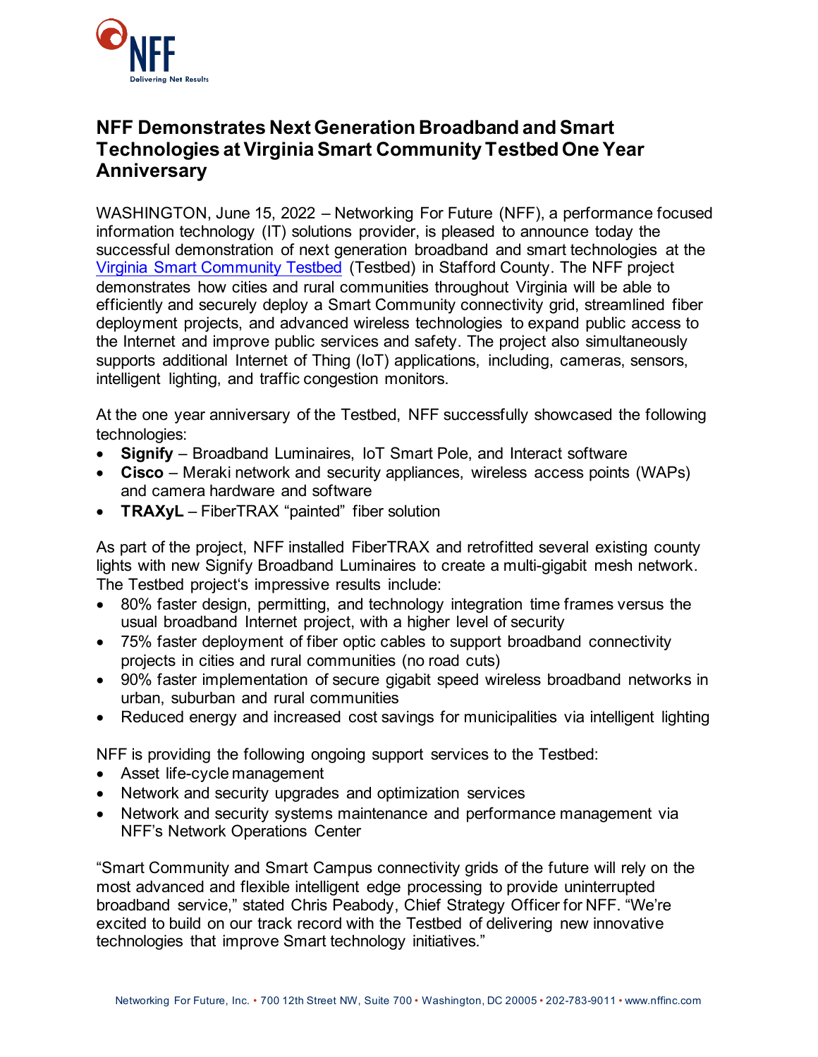# NFF Demonstrates Next Generation Broadband and Smart Technologies at Virginia Smart Community Testbed One Year Anniversary

WASHINGTON, June 15, 2022 – Networking For Future (NFF), a performance focused information technology (IT) solutions provider, is pleased to announce today the successful demonstration of next generation broadband and smart technologies at the Virginia Smart Community Testbed (Testbed) in Stafford County. The NFF project demonstrates how cities and rural communities throughout Virginia will be able to efficiently and securely deploy a Smart Community connectivity grid, streamlined fiber deployment projects, and advanced wireless technologies to expand public access to the Internet and improve public services and safety. The project also simultaneously supports additional Internet of Thing (IoT) applications, including, cameras, sensors, intelligent lighting, and traffic congestion monitors.

At the one year anniversary of the Testbed, NFF successfully showcased the following technologies:

- **Signify** – Broadband Luminaires, IoT Smart Pole, and Interact software
- **Cisco** – Meraki network and security appliances, wireless access points (WAPs) and camera hardware and software
- **TRAXyL** – FiberTRAX "painted" fiber solution

As part of the project, NFF installed FiberTRAX and retrofitted several existing county lights with new Signify Broadband Luminaires to create a multi-gigabit mesh network. The Testbed project's impressive results include:

- 80% faster design, permitting, and technology integration time frames versus the usual broadband Internet project, with a higher level of security
- 75% faster deployment of fiber optic cables to support broadband connectivity projects in cities and rural communities (no road cuts)
- 90% faster implementation of secure gigabit speed wireless broadband networks in urban, suburban and rural communities
- Reduced energy and increased cost savings for municipalities via intelligent lighting

NFF is providing the following ongoing support services to the Testbed:

- Asset life-cycle management
- Network and security upgrades and optimization services
- Network and security systems maintenance and performance management via NFF's Network Operations Center

"Smart Community and Smart Campus connectivity grids of the future will rely on the most advanced and flexible intelligent edge processing to provide uninterrupted broadband service," stated Chris Peabody, Chief Strategy Officer for NFF. "We're excited to build on our track record with the Testbed of delivering new innovative technologies that improve Smart technology initiatives."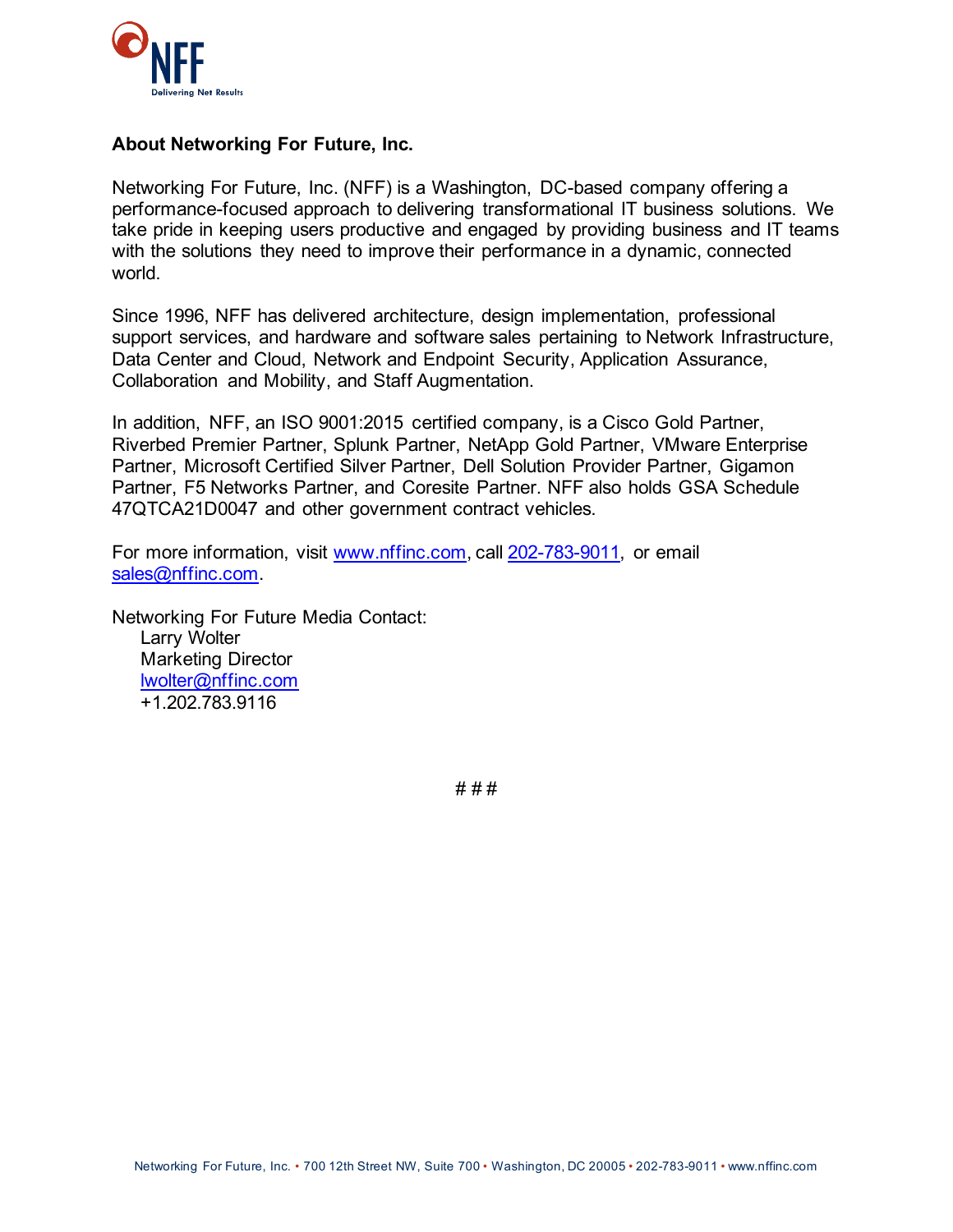## About Networking For Future, Inc.

Networking For Future, Inc. (NFF) is a Washington, DC-based company offering a performance-focused approach to delivering transformational IT business solutions. We take pride in keeping users productive and engaged by providing business and IT teams with the solutions they need to improve their performance in a dynamic, connected world.

Since 1996, NFF has delivered architecture, design implementation, professional support services, and hardware and software sales pertaining to Network Infrastructure, Data Center and Cloud, Network and Endpoint Security, Application Assurance, Collaboration and Mobility, and Staff Augmentation.

In addition, NFF, an ISO 9001:2015 certified company, is a Cisco Gold Partner, Riverbed Premier Partner, Splunk Partner, NetApp Gold Partner, VMware Enterprise Partner, Microsoft Certified Silver Partner, Dell Solution Provider Partner, Gigamon Partner, F5 Networks Partner, and Coresite Partner. NFF also holds GSA Schedule 47QTCA21D0047 and other government contract vehicles.

For more information, visit www.nffinc.com, call 202-783-9011, or email sales@nffinc.com.

Networking For Future Media Contact:
Larry Wolter
Marketing Director
lwolter@nffinc.com
+1.202.783.9116

# # #